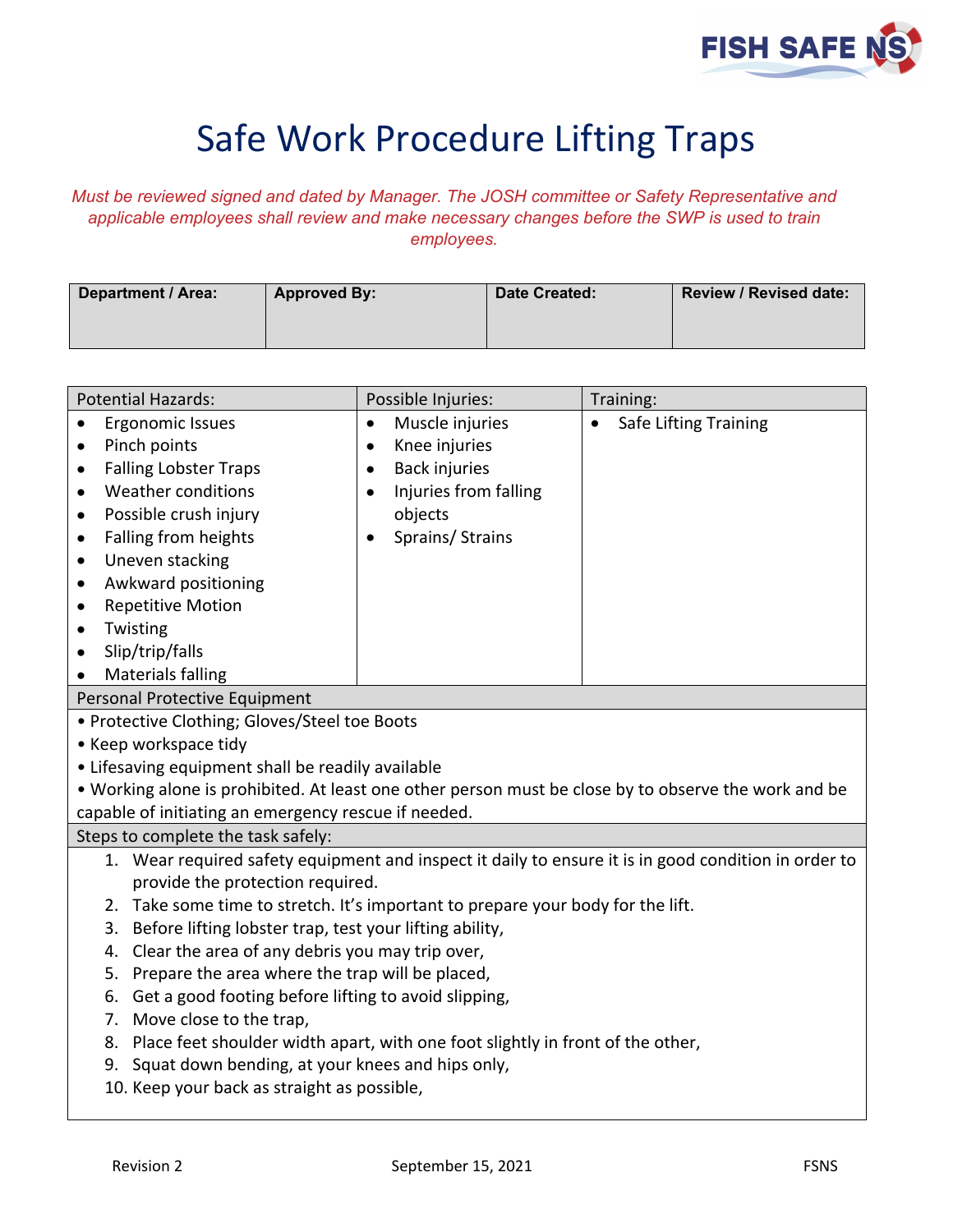# Safe Work Procedure Lifting Traps

*Must be reviewed signed and dated by Manager. The JOSH committee or Safety Representative and applicable employees shall review and make necessary changes before the SWP is used to train employees.*

| Department / Area: | Approved By: | Date Created: | Review / Revised date: |
|---|---|---|---|
| | | | |

| Potential Hazards: | Possible Injuries: | Training: |
|---|---|---|
| • Ergonomic Issues<br>• Pinch points<br>• Falling Lobster Traps<br>• Weather conditions<br>• Possible crush injury<br>• Falling from heights<br>• Uneven stacking<br>• Awkward positioning<br>• Repetitive Motion<br>• Twisting<br>• Slip/trip/falls<br>• Materials falling | • Muscle injuries<br>• Knee injuries<br>• Back injuries<br>• Injuries from falling objects<br>• Sprains/ Strains | • Safe Lifting Training |

**Personal Protective Equipment**

- Protective Clothing; Gloves/Steel toe Boots
- Keep workspace tidy
- Lifesaving equipment shall be readily available
- Working alone is prohibited. At least one other person must be close by to observe the work and be capable of initiating an emergency rescue if needed.

**Steps to complete the task safely:**

1. Wear required safety equipment and inspect it daily to ensure it is in good condition in order to provide the protection required.
2. Take some time to stretch. It's important to prepare your body for the lift.
3. Before lifting lobster trap, test your lifting ability,
4. Clear the area of any debris you may trip over,
5. Prepare the area where the trap will be placed,
6. Get a good footing before lifting to avoid slipping,
7. Move close to the trap,
8. Place feet shoulder width apart, with one foot slightly in front of the other,
9. Squat down bending, at your knees and hips only,
10. Keep your back as straight as possible,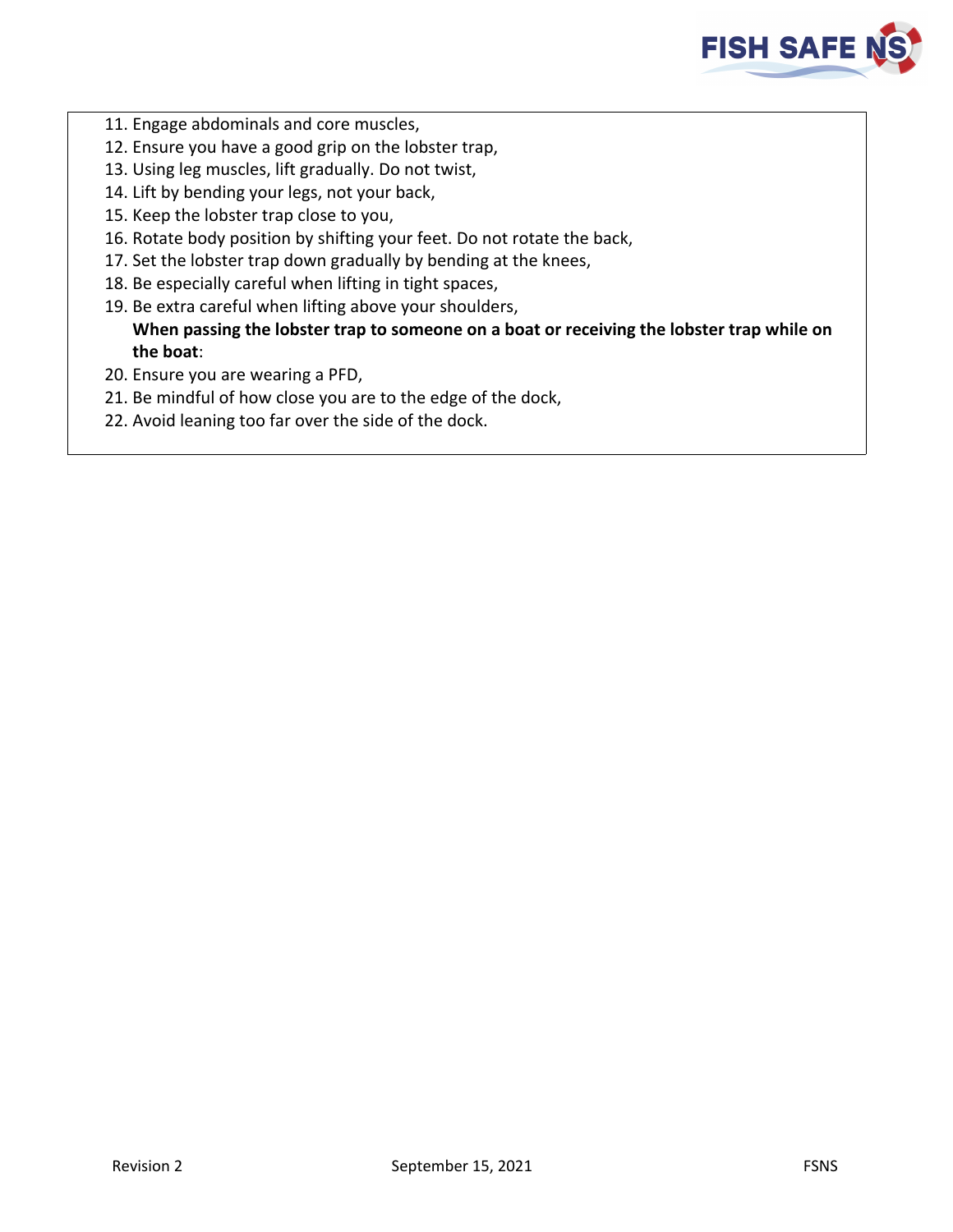11. Engage abdominals and core muscles,
12. Ensure you have a good grip on the lobster trap,
13. Using leg muscles, lift gradually. Do not twist,
14. Lift by bending your legs, not your back,
15. Keep the lobster trap close to you,
16. Rotate body position by shifting your feet. Do not rotate the back,
17. Set the lobster trap down gradually by bending at the knees,
18. Be especially careful when lifting in tight spaces,
19. Be extra careful when lifting above your shoulders,

    **When passing the lobster trap to someone on a boat or receiving the lobster trap while on the boat**:

20. Ensure you are wearing a PFD,
21. Be mindful of how close you are to the edge of the dock,
22. Avoid leaning too far over the side of the dock.